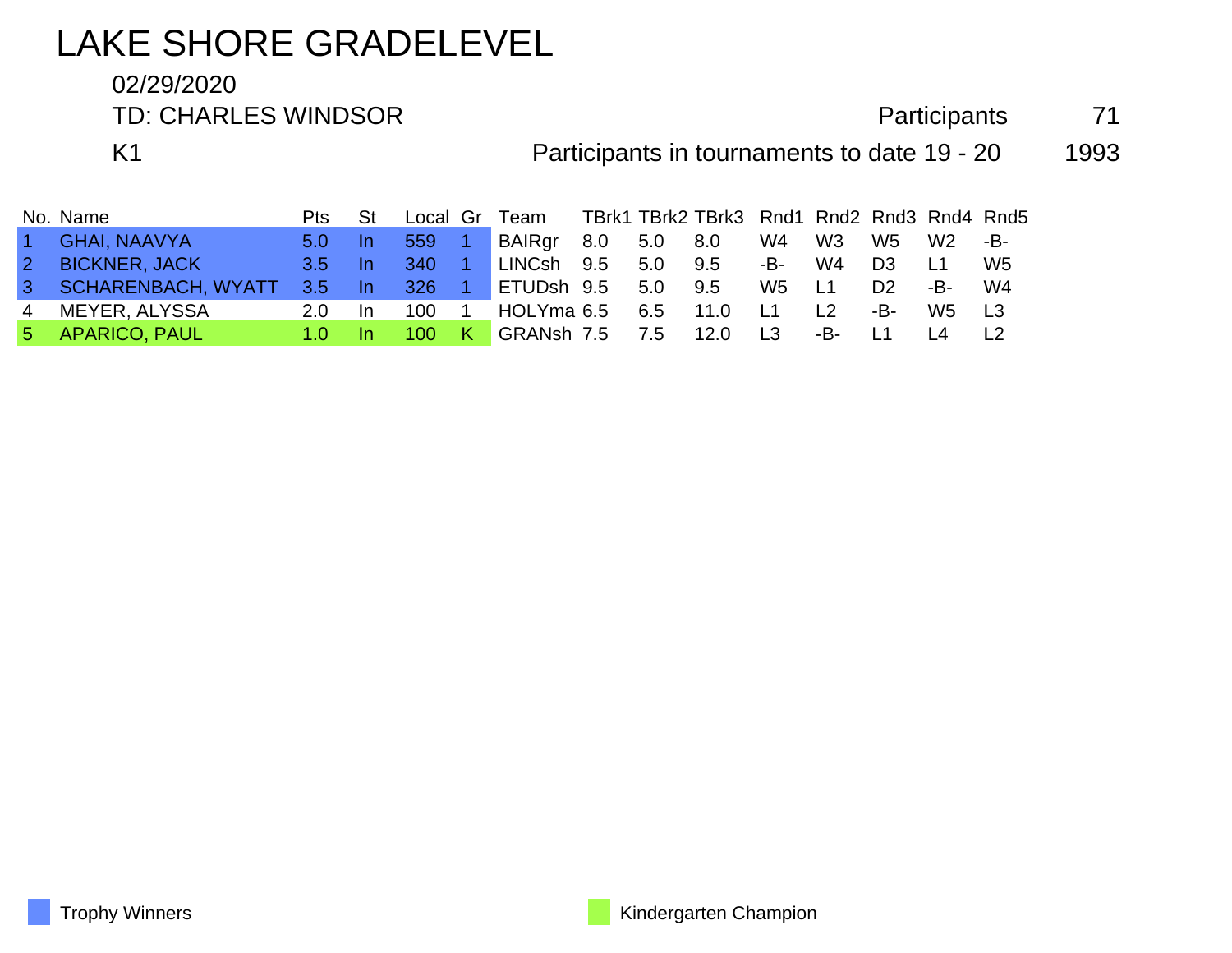# LAKE SHORE GRADELEVEL

02/29/2020

TD: CHARLES WINDSOR

Participants 71

K1

Participants in tournaments to date 19 - 20 1993

| No. | Name | Pts | St | Local | Gr | Team | TBrk1 | TBrk2 | TBrk3 | Rnd1 | Rnd2 | Rnd3 | Rnd4 | Rnd5 |
|---|---|---|---|---|---|---|---|---|---|---|---|---|---|---|
| 1 | GHAI, NAAVYA | 5.0 | In | 559 | 1 | BAIRgr | 8.0 | 5.0 | 8.0 | W4 | W3 | W5 | W2 | -B- |
| 2 | BICKNER, JACK | 3.5 | In | 340 | 1 | LINCsh | 9.5 | 5.0 | 9.5 | -B- | W4 | D3 | L1 | W5 |
| 3 | SCHARENBACH, WYATT | 3.5 | In | 326 | 1 | ETUDsh | 9.5 | 5.0 | 9.5 | W5 | L1 | D2 | -B- | W4 |
| 4 | MEYER, ALYSSA | 2.0 | In | 100 | 1 | HOLYma | 6.5 | 6.5 | 11.0 | L1 | L2 | -B- | W5 | L3 |
| 5 | APARICO, PAUL | 1.0 | In | 100 | K | GRANsh | 7.5 | 7.5 | 12.0 | L3 | -B- | L1 | L4 | L2 |

Trophy Winners

Kindergarten Champion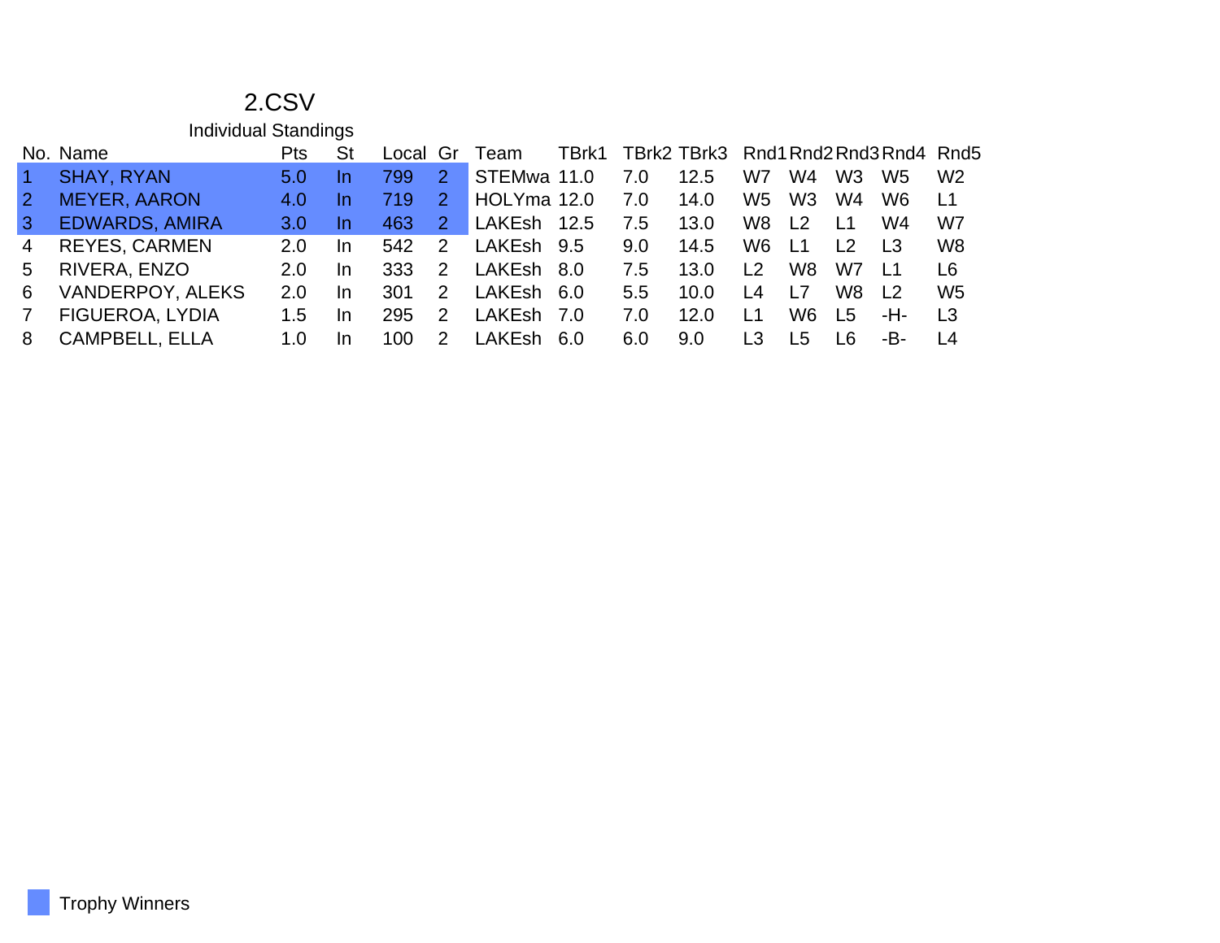# 2.CSV

## Individual Standings

| No. | Name | Pts | St | Local | Gr | Team | TBrk1 | TBrk2 | TBrk3 | Rnd1 | Rnd2 | Rnd3 | Rnd4 | Rnd5 |
|---|---|---|---|---|---|---|---|---|---|---|---|---|---|---|
| 1 | SHAY, RYAN | 5.0 | In | 799 | 2 | STEMwa | 11.0 | 7.0 | 12.5 | W7 | W4 | W3 | W5 | W2 |
| 2 | MEYER, AARON | 4.0 | In | 719 | 2 | HOLYma | 12.0 | 7.0 | 14.0 | W5 | W3 | W4 | W6 | L1 |
| 3 | EDWARDS, AMIRA | 3.0 | In | 463 | 2 | LAKEsh | 12.5 | 7.5 | 13.0 | W8 | L2 | L1 | W4 | W7 |
| 4 | REYES, CARMEN | 2.0 | In | 542 | 2 | LAKEsh | 9.5 | 9.0 | 14.5 | W6 | L1 | L2 | L3 | W8 |
| 5 | RIVERA, ENZO | 2.0 | In | 333 | 2 | LAKEsh | 8.0 | 7.5 | 13.0 | L2 | W8 | W7 | L1 | L6 |
| 6 | VANDERPOY, ALEKS | 2.0 | In | 301 | 2 | LAKEsh | 6.0 | 5.5 | 10.0 | L4 | L7 | W8 | L2 | W5 |
| 7 | FIGUEROA, LYDIA | 1.5 | In | 295 | 2 | LAKEsh | 7.0 | 7.0 | 12.0 | L1 | W6 | L5 | -H- | L3 |
| 8 | CAMPBELL, ELLA | 1.0 | In | 100 | 2 | LAKEsh | 6.0 | 6.0 | 9.0 | L3 | L5 | L6 | -B- | L4 |

Trophy Winners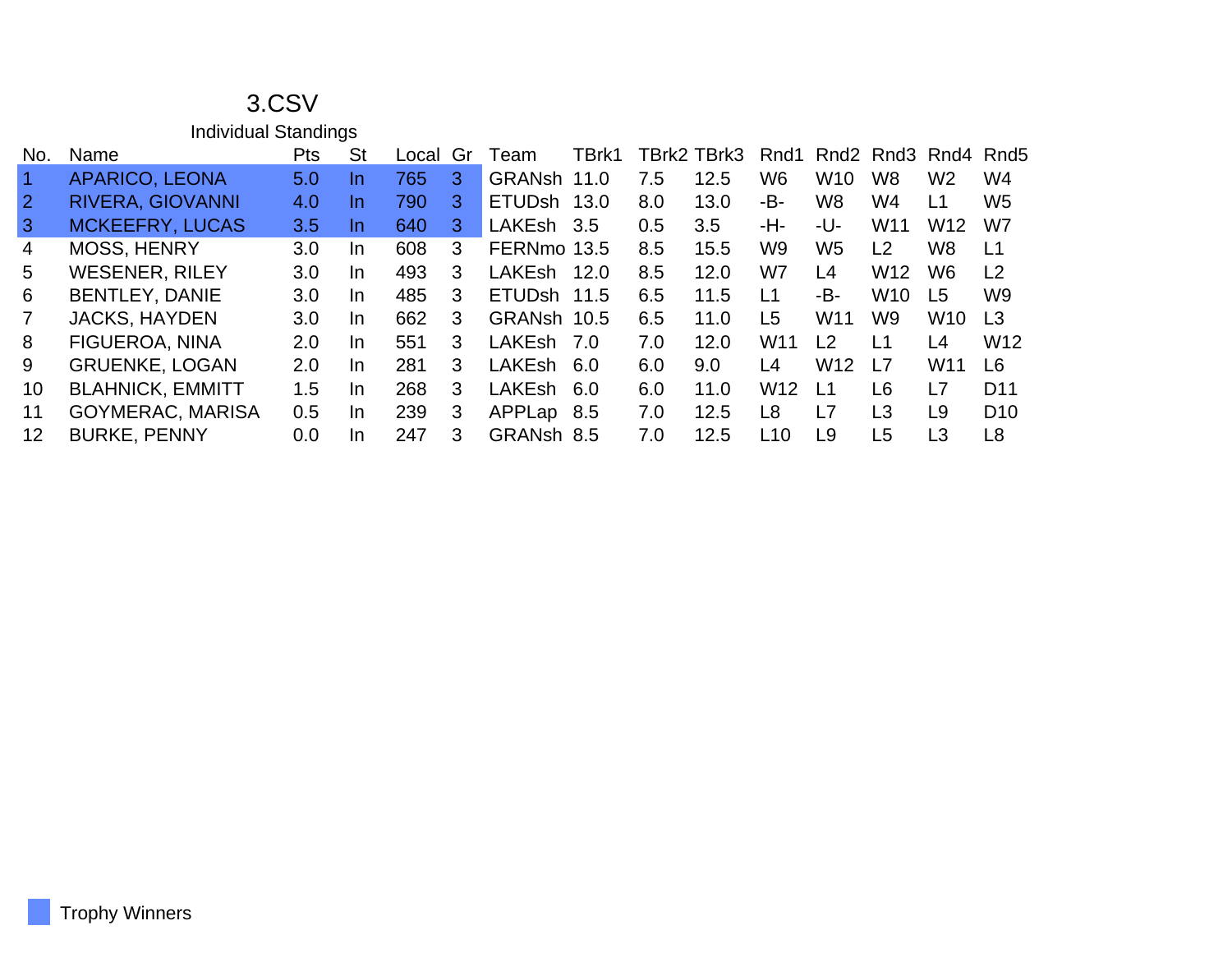# 3.CSV

## Individual Standings

| No. | Name | Pts | St | Local | Gr | Team | TBrk1 | TBrk2 | TBrk3 | Rnd1 | Rnd2 | Rnd3 | Rnd4 | Rnd5 |
|---|---|---|---|---|---|---|---|---|---|---|---|---|---|---|
| 1 | APARICO, LEONA | 5.0 | In | 765 | 3 | GRANsh | 11.0 | 7.5 | 12.5 | W6 | W10 | W8 | W2 | W4 |
| 2 | RIVERA, GIOVANNI | 4.0 | In | 790 | 3 | ETUDsh | 13.0 | 8.0 | 13.0 | -B- | W8 | W4 | L1 | W5 |
| 3 | MCKEEFRY, LUCAS | 3.5 | In | 640 | 3 | LAKEsh | 3.5 | 0.5 | 3.5 | -H- | -U- | W11 | W12 | W7 |
| 4 | MOSS, HENRY | 3.0 | In | 608 | 3 | FERNmo | 13.5 | 8.5 | 15.5 | W9 | W5 | L2 | W8 | L1 |
| 5 | WESENER, RILEY | 3.0 | In | 493 | 3 | LAKEsh | 12.0 | 8.5 | 12.0 | W7 | L4 | W12 | W6 | L2 |
| 6 | BENTLEY, DANIE | 3.0 | In | 485 | 3 | ETUDsh | 11.5 | 6.5 | 11.5 | L1 | -B- | W10 | L5 | W9 |
| 7 | JACKS, HAYDEN | 3.0 | In | 662 | 3 | GRANsh | 10.5 | 6.5 | 11.0 | L5 | W11 | W9 | W10 | L3 |
| 8 | FIGUEROA, NINA | 2.0 | In | 551 | 3 | LAKEsh | 7.0 | 7.0 | 12.0 | W11 | L2 | L1 | L4 | W12 |
| 9 | GRUENKE, LOGAN | 2.0 | In | 281 | 3 | LAKEsh | 6.0 | 6.0 | 9.0 | L4 | W12 | L7 | W11 | L6 |
| 10 | BLAHNICK, EMMITT | 1.5 | In | 268 | 3 | LAKEsh | 6.0 | 6.0 | 11.0 | W12 | L1 | L6 | L7 | D11 |
| 11 | GOYMERAC, MARISA | 0.5 | In | 239 | 3 | APPLap | 8.5 | 7.0 | 12.5 | L8 | L7 | L3 | L9 | D10 |
| 12 | BURKE, PENNY | 0.0 | In | 247 | 3 | GRANsh | 8.5 | 7.0 | 12.5 | L10 | L9 | L5 | L3 | L8 |

Trophy Winners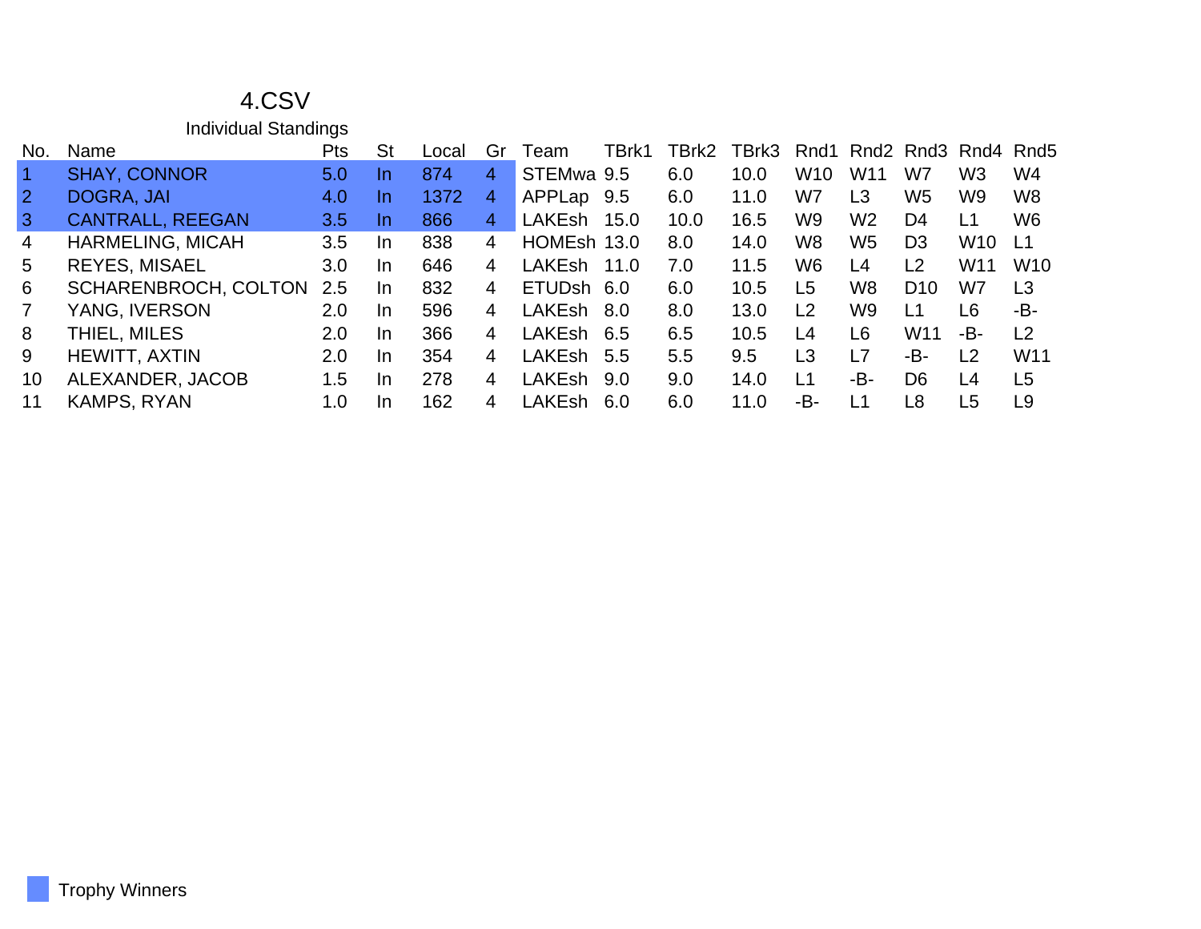# 4.CSV

## Individual Standings

| No. | Name | Pts | St | Local | Gr | Team | TBrk1 | TBrk2 | TBrk3 | Rnd1 | Rnd2 | Rnd3 | Rnd4 | Rnd5 |
|---|---|---|---|---|---|---|---|---|---|---|---|---|---|---|
| 1 | SHAY, CONNOR | 5.0 | In | 874 | 4 | STEMwa | 9.5 | 6.0 | 10.0 | W10 | W11 | W7 | W3 | W4 |
| 2 | DOGRA, JAI | 4.0 | In | 1372 | 4 | APPLap | 9.5 | 6.0 | 11.0 | W7 | L3 | W5 | W9 | W8 |
| 3 | CANTRALL, REEGAN | 3.5 | In | 866 | 4 | LAKEsh | 15.0 | 10.0 | 16.5 | W9 | W2 | D4 | L1 | W6 |
| 4 | HARMELING, MICAH | 3.5 | In | 838 | 4 | HOMEsh | 13.0 | 8.0 | 14.0 | W8 | W5 | D3 | W10 | L1 |
| 5 | REYES, MISAEL | 3.0 | In | 646 | 4 | LAKEsh | 11.0 | 7.0 | 11.5 | W6 | L4 | L2 | W11 | W10 |
| 6 | SCHARENBROCH, COLTON | 2.5 | In | 832 | 4 | ETUDsh | 6.0 | 6.0 | 10.5 | L5 | W8 | D10 | W7 | L3 |
| 7 | YANG, IVERSON | 2.0 | In | 596 | 4 | LAKEsh | 8.0 | 8.0 | 13.0 | L2 | W9 | L1 | L6 | -B- |
| 8 | THIEL, MILES | 2.0 | In | 366 | 4 | LAKEsh | 6.5 | 6.5 | 10.5 | L4 | L6 | W11 | -B- | L2 |
| 9 | HEWITT, AXTIN | 2.0 | In | 354 | 4 | LAKEsh | 5.5 | 5.5 | 9.5 | L3 | L7 | -B- | L2 | W11 |
| 10 | ALEXANDER, JACOB | 1.5 | In | 278 | 4 | LAKEsh | 9.0 | 9.0 | 14.0 | L1 | -B- | D6 | L4 | L5 |
| 11 | KAMPS, RYAN | 1.0 | In | 162 | 4 | LAKEsh | 6.0 | 6.0 | 11.0 | -B- | L1 | L8 | L5 | L9 |

Trophy Winners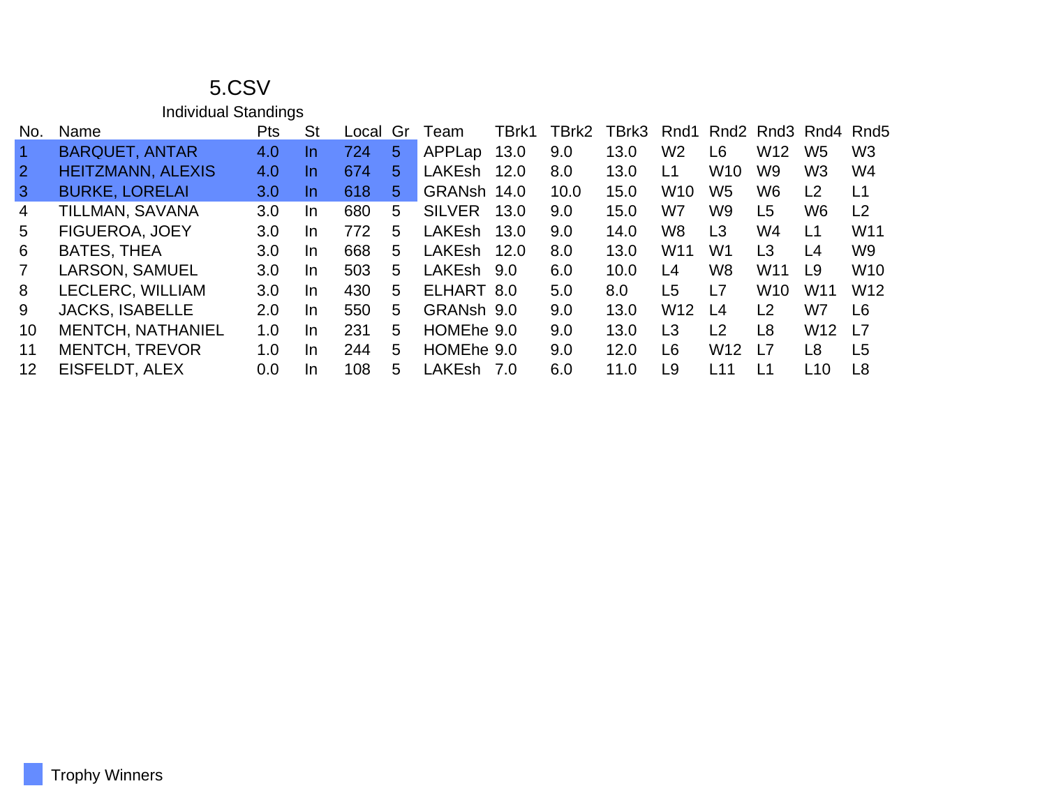# 5.CSV

## Individual Standings

| No. | Name | Pts | St | Local | Gr | Team | TBrk1 | TBrk2 | TBrk3 | Rnd1 | Rnd2 | Rnd3 | Rnd4 | Rnd5 |
|---|---|---|---|---|---|---|---|---|---|---|---|---|---|---|
| 1 | BARQUET, ANTAR | 4.0 | In | 724 | 5 | APPLap | 13.0 | 9.0 | 13.0 | W2 | L6 | W12 | W5 | W3 |
| 2 | HEITZMANN, ALEXIS | 4.0 | In | 674 | 5 | LAKEsh | 12.0 | 8.0 | 13.0 | L1 | W10 | W9 | W3 | W4 |
| 3 | BURKE, LORELAI | 3.0 | In | 618 | 5 | GRANsh | 14.0 | 10.0 | 15.0 | W10 | W5 | W6 | L2 | L1 |
| 4 | TILLMAN, SAVANA | 3.0 | In | 680 | 5 | SILVER | 13.0 | 9.0 | 15.0 | W7 | W9 | L5 | W6 | L2 |
| 5 | FIGUEROA, JOEY | 3.0 | In | 772 | 5 | LAKEsh | 13.0 | 9.0 | 14.0 | W8 | L3 | W4 | L1 | W11 |
| 6 | BATES, THEA | 3.0 | In | 668 | 5 | LAKEsh | 12.0 | 8.0 | 13.0 | W11 | W1 | L3 | L4 | W9 |
| 7 | LARSON, SAMUEL | 3.0 | In | 503 | 5 | LAKEsh | 9.0 | 6.0 | 10.0 | L4 | W8 | W11 | L9 | W10 |
| 8 | LECLERC, WILLIAM | 3.0 | In | 430 | 5 | ELHART | 8.0 | 5.0 | 8.0 | L5 | L7 | W10 | W11 | W12 |
| 9 | JACKS, ISABELLE | 2.0 | In | 550 | 5 | GRANsh | 9.0 | 9.0 | 13.0 | W12 | L4 | L2 | W7 | L6 |
| 10 | MENTCH, NATHANIEL | 1.0 | In | 231 | 5 | HOMEhe | 9.0 | 9.0 | 13.0 | L3 | L2 | L8 | W12 | L7 |
| 11 | MENTCH, TREVOR | 1.0 | In | 244 | 5 | HOMEhe | 9.0 | 9.0 | 12.0 | L6 | W12 | L7 | L8 | L5 |
| 12 | EISFELDT, ALEX | 0.0 | In | 108 | 5 | LAKEsh | 7.0 | 6.0 | 11.0 | L9 | L11 | L1 | L10 | L8 |

Trophy Winners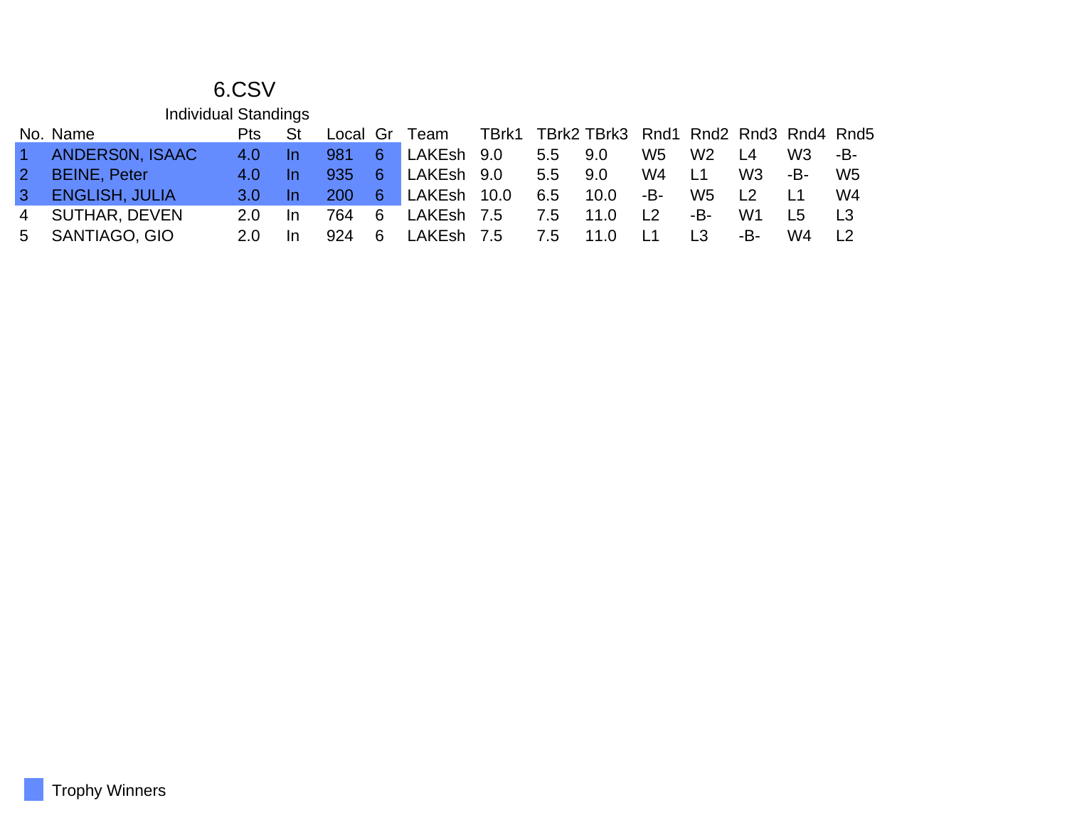# 6.CSV

## Individual Standings

| No. | Name | Pts | St | Local | Gr | Team | TBrk1 | TBrk2 | TBrk3 | Rnd1 | Rnd2 | Rnd3 | Rnd4 | Rnd5 |
|---|---|---|---|---|---|---|---|---|---|---|---|---|---|---|
| 1 | ANDERS0N, ISAAC | 4.0 | In | 981 | 6 | LAKEsh | 9.0 | 5.5 | 9.0 | W5 | W2 | L4 | W3 | -B- |
| 2 | BEINE, Peter | 4.0 | In | 935 | 6 | LAKEsh | 9.0 | 5.5 | 9.0 | W4 | L1 | W3 | -B- | W5 |
| 3 | ENGLISH, JULIA | 3.0 | In | 200 | 6 | LAKEsh | 10.0 | 6.5 | 10.0 | -B- | W5 | L2 | L1 | W4 |
| 4 | SUTHAR, DEVEN | 2.0 | In | 764 | 6 | LAKEsh | 7.5 | 7.5 | 11.0 | L2 | -B- | W1 | L5 | L3 |
| 5 | SANTIAGO, GIO | 2.0 | In | 924 | 6 | LAKEsh | 7.5 | 7.5 | 11.0 | L1 | L3 | -B- | W4 | L2 |

Trophy Winners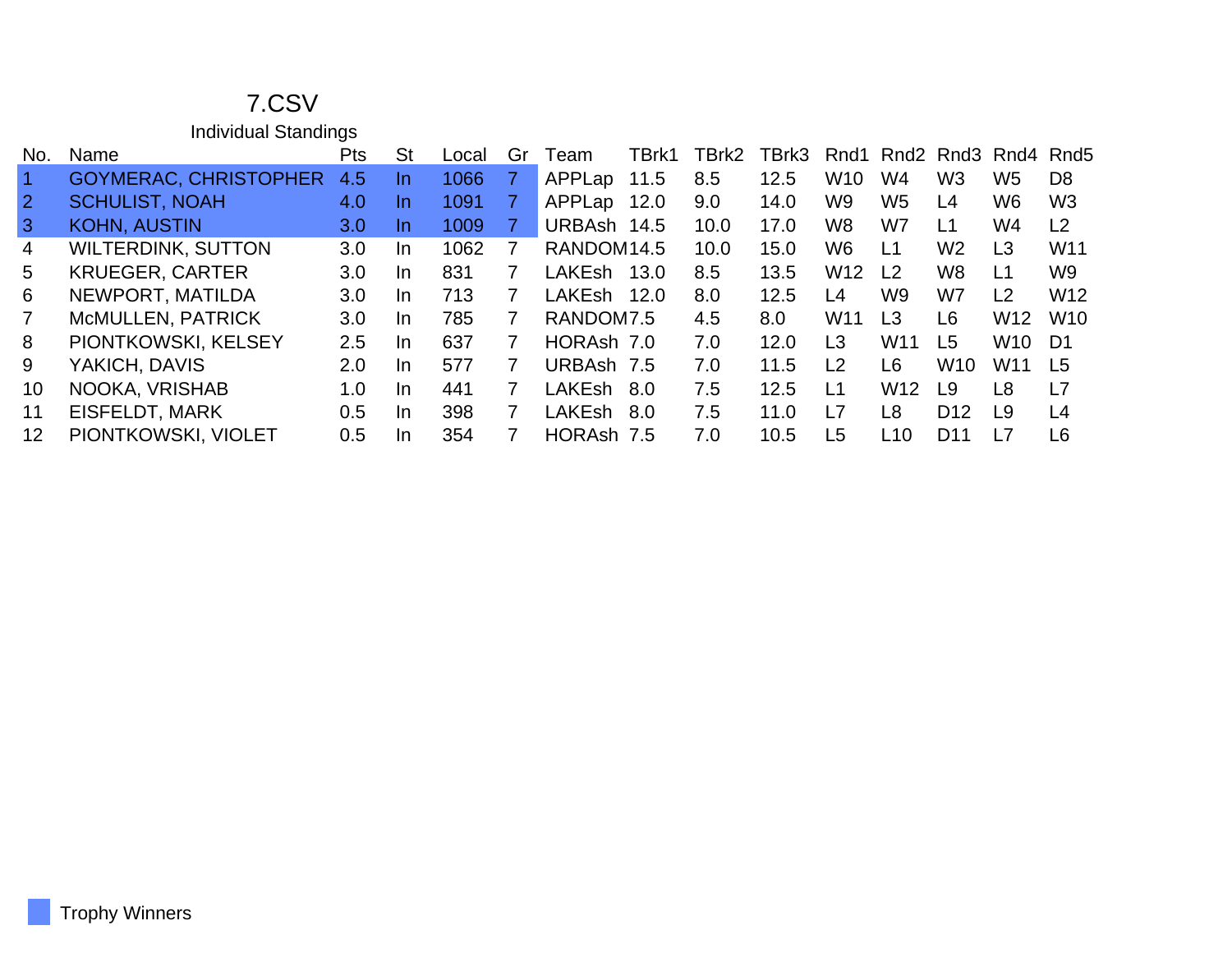# 7.CSV

## Individual Standings

| No. | Name | Pts | St | Local | Gr | Team | TBrk1 | TBrk2 | TBrk3 | Rnd1 | Rnd2 | Rnd3 | Rnd4 | Rnd5 |
|---|---|---|---|---|---|---|---|---|---|---|---|---|---|---|
| 1 | GOYMERAC, CHRISTOPHER | 4.5 | In | 1066 | 7 | APPLap | 11.5 | 8.5 | 12.5 | W10 | W4 | W3 | W5 | D8 |
| 2 | SCHULIST, NOAH | 4.0 | In | 1091 | 7 | APPLap | 12.0 | 9.0 | 14.0 | W9 | W5 | L4 | W6 | W3 |
| 3 | KOHN, AUSTIN | 3.0 | In | 1009 | 7 | URBAsh | 14.5 | 10.0 | 17.0 | W8 | W7 | L1 | W4 | L2 |
| 4 | WILTERDINK, SUTTON | 3.0 | In | 1062 | 7 | RANDOM | 14.5 | 10.0 | 15.0 | W6 | L1 | W2 | L3 | W11 |
| 5 | KRUEGER, CARTER | 3.0 | In | 831 | 7 | LAKEsh | 13.0 | 8.5 | 13.5 | W12 | L2 | W8 | L1 | W9 |
| 6 | NEWPORT, MATILDA | 3.0 | In | 713 | 7 | LAKEsh | 12.0 | 8.0 | 12.5 | L4 | W9 | W7 | L2 | W12 |
| 7 | McMULLEN, PATRICK | 3.0 | In | 785 | 7 | RANDOM | 7.5 | 4.5 | 8.0 | W11 | L3 | L6 | W12 | W10 |
| 8 | PIONTKOWSKI, KELSEY | 2.5 | In | 637 | 7 | HORAsh | 7.0 | 7.0 | 12.0 | L3 | W11 | L5 | W10 | D1 |
| 9 | YAKICH, DAVIS | 2.0 | In | 577 | 7 | URBAsh | 7.5 | 7.0 | 11.5 | L2 | L6 | W10 | W11 | L5 |
| 10 | NOOKA, VRISHAB | 1.0 | In | 441 | 7 | LAKEsh | 8.0 | 7.5 | 12.5 | L1 | W12 | L9 | L8 | L7 |
| 11 | EISFELDT, MARK | 0.5 | In | 398 | 7 | LAKEsh | 8.0 | 7.5 | 11.0 | L7 | L8 | D12 | L9 | L4 |
| 12 | PIONTKOWSKI, VIOLET | 0.5 | In | 354 | 7 | HORAsh | 7.5 | 7.0 | 10.5 | L5 | L10 | D11 | L7 | L6 |

Trophy Winners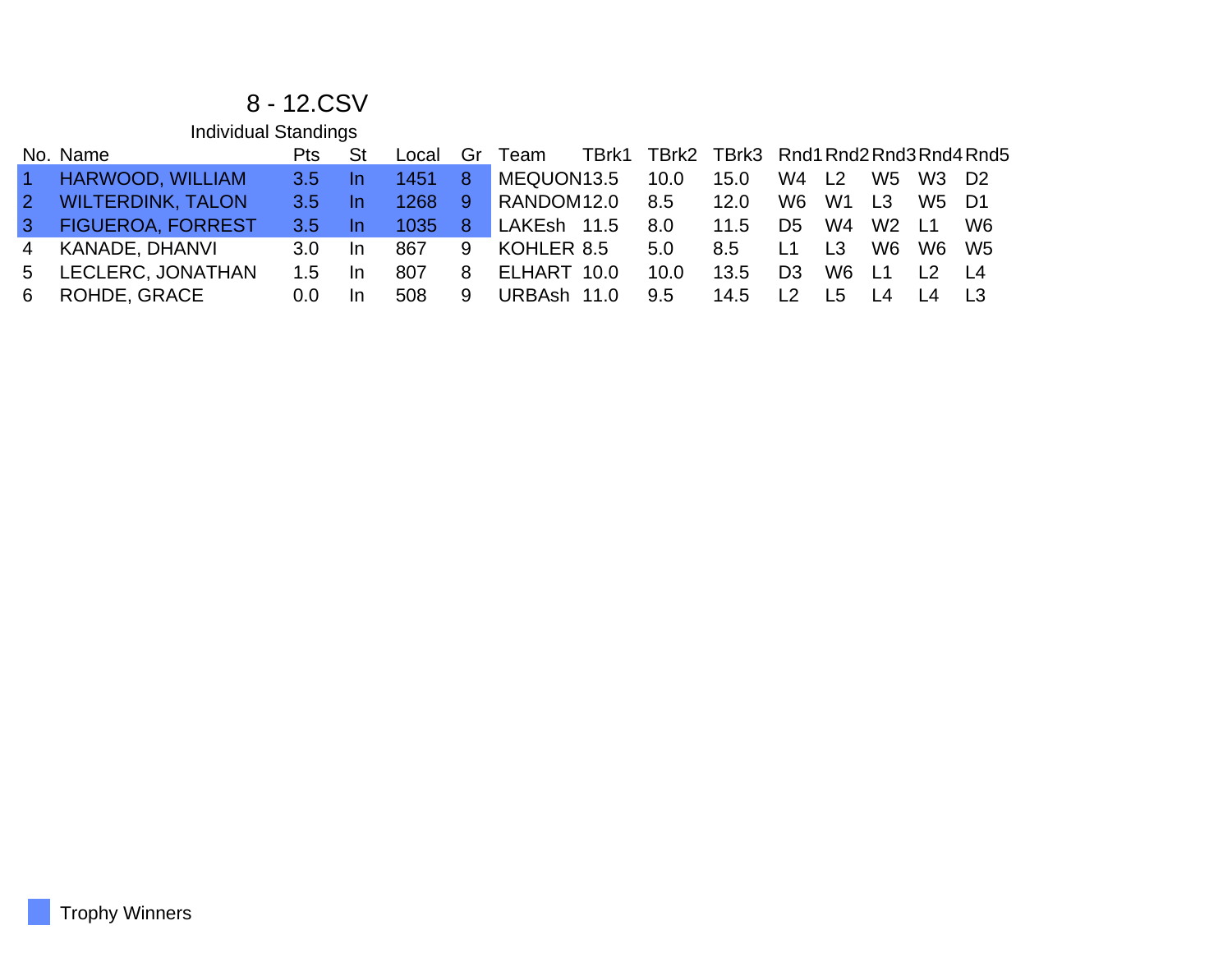# 8 - 12.CSV

## Individual Standings

| No. | Name | Pts | St | Local | Gr | Team | TBrk1 | TBrk2 | TBrk3 | Rnd1 | Rnd2 | Rnd3 | Rnd4 | Rnd5 |
|---|---|---|---|---|---|---|---|---|---|---|---|---|---|---|
| 1 | HARWOOD, WILLIAM | 3.5 | In | 1451 | 8 | MEQUON | 13.5 | 10.0 | 15.0 | W4 | L2 | W5 | W3 | D2 |
| 2 | WILTERDINK, TALON | 3.5 | In | 1268 | 9 | RANDOM | 12.0 | 8.5 | 12.0 | W6 | W1 | L3 | W5 | D1 |
| 3 | FIGUEROA, FORREST | 3.5 | In | 1035 | 8 | LAKEsh | 11.5 | 8.0 | 11.5 | D5 | W4 | W2 | L1 | W6 |
| 4 | KANADE, DHANVI | 3.0 | In | 867 | 9 | KOHLER | 8.5 | 5.0 | 8.5 | L1 | L3 | W6 | W6 | W5 |
| 5 | LECLERC, JONATHAN | 1.5 | In | 807 | 8 | ELHART | 10.0 | 10.0 | 13.5 | D3 | W6 | L1 | L2 | L4 |
| 6 | ROHDE, GRACE | 0.0 | In | 508 | 9 | URBAsh | 11.0 | 9.5 | 14.5 | L2 | L5 | L4 | L4 | L3 |

Trophy Winners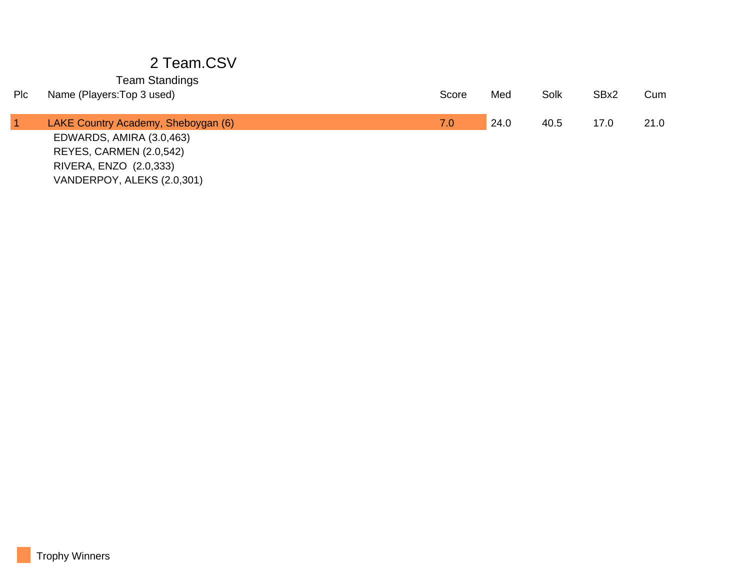# 2 Team.CSV

## Team Standings

| Plc | Name (Players:Top 3 used) | Score | Med | Solk | SBx2 | Cum |
|---|---|---|---|---|---|---|
| 1 | LAKE Country Academy, Sheboygan (6) | 7.0 | 24.0 | 40.5 | 17.0 | 21.0 |
| | EDWARDS, AMIRA (3.0,463) | | | | | |
| | REYES, CARMEN (2.0,542) | | | | | |
| | RIVERA, ENZO (2.0,333) | | | | | |
| | VANDERPOY, ALEKS (2.0,301) | | | | | |

Trophy Winners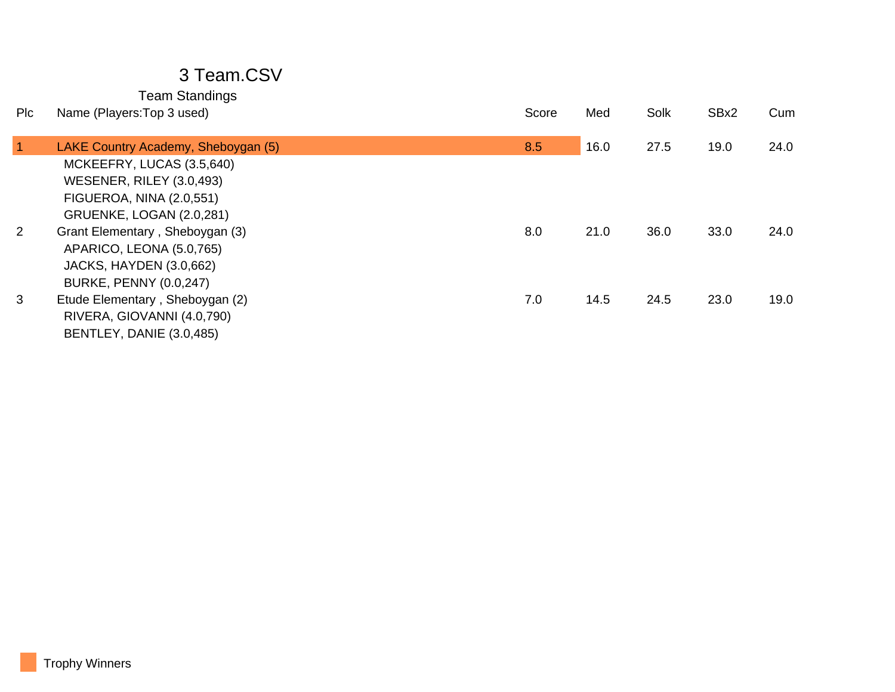# 3 Team.CSV

## Team Standings

| Plc | Name (Players:Top 3 used) | Score | Med | Solk | SBx2 | Cum |
|---|---|---|---|---|---|---|
| 1 | LAKE Country Academy, Sheboygan (5) | 8.5 | 16.0 | 27.5 | 19.0 | 24.0 |
| | MCKEEFRY, LUCAS (3.5,640) | | | | | |
| | WESENER, RILEY (3.0,493) | | | | | |
| | FIGUEROA, NINA (2.0,551) | | | | | |
| | GRUENKE, LOGAN (2.0,281) | | | | | |
| 2 | Grant Elementary , Sheboygan (3) | 8.0 | 21.0 | 36.0 | 33.0 | 24.0 |
| | APARICO, LEONA (5.0,765) | | | | | |
| | JACKS, HAYDEN (3.0,662) | | | | | |
| | BURKE, PENNY (0.0,247) | | | | | |
| 3 | Etude Elementary , Sheboygan (2) | 7.0 | 14.5 | 24.5 | 23.0 | 19.0 |
| | RIVERA, GIOVANNI (4.0,790) | | | | | |
| | BENTLEY, DANIE (3.0,485) | | | | | |

Trophy Winners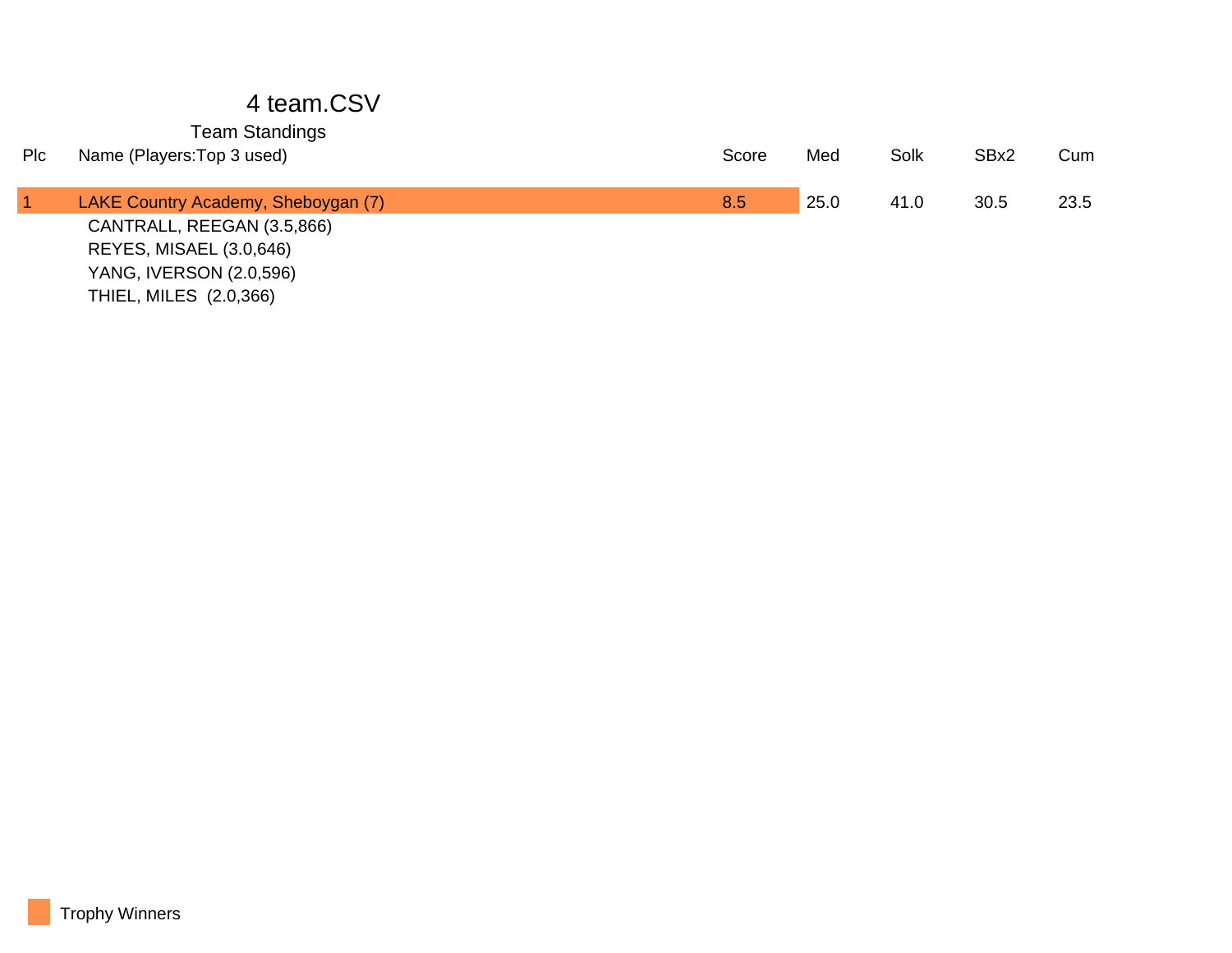# 4 team.CSV

## Team Standings

| Plc | Name (Players:Top 3 used) | Score | Med | Solk | SBx2 | Cum |
|---|---|---|---|---|---|---|
| 1 | LAKE Country Academy, Sheboygan (7) | 8.5 | 25.0 | 41.0 | 30.5 | 23.5 |
| | CANTRALL, REEGAN (3.5,866) | | | | | |
| | REYES, MISAEL (3.0,646) | | | | | |
| | YANG, IVERSON (2.0,596) | | | | | |
| | THIEL, MILES (2.0,366) | | | | | |

Trophy Winners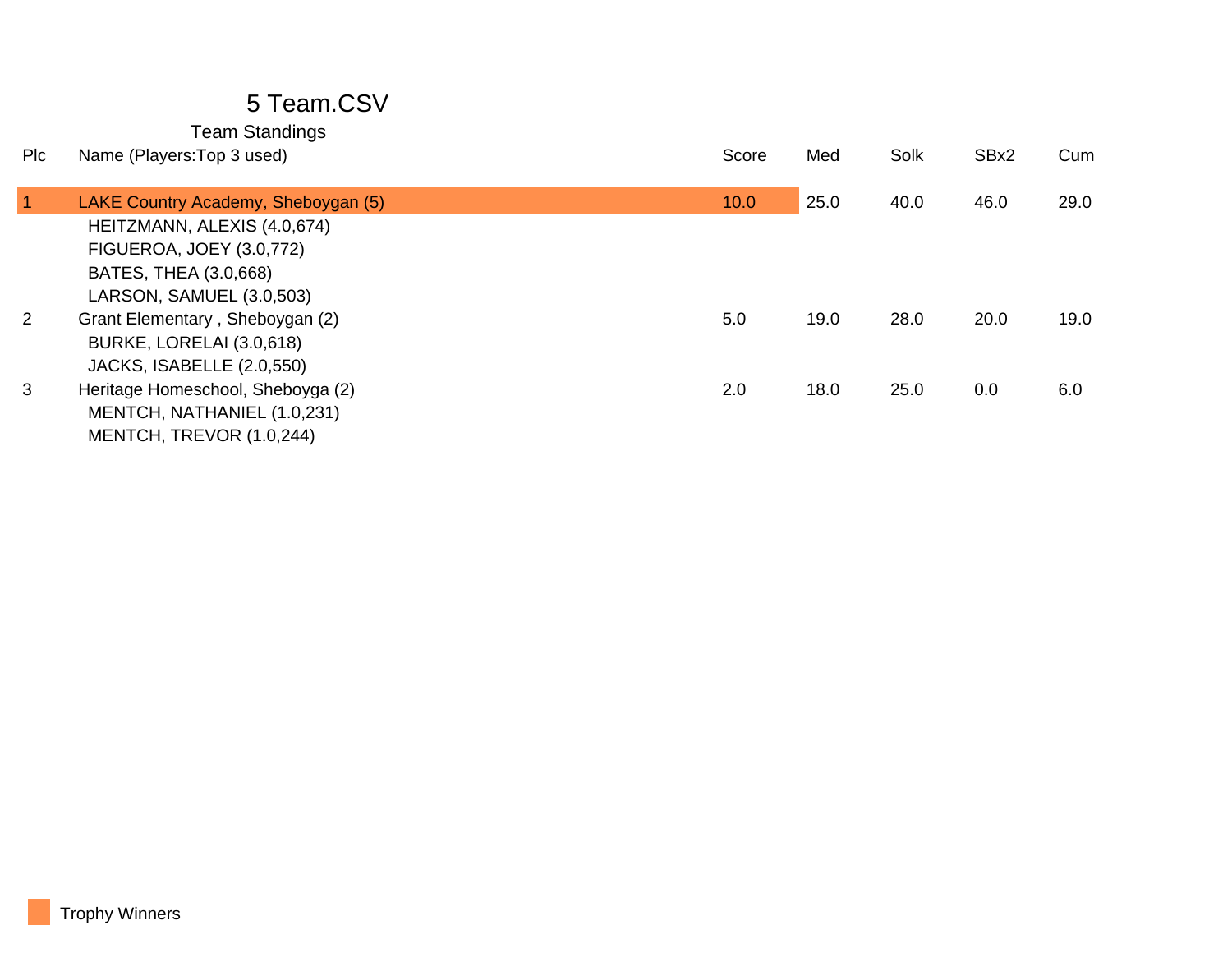# 5 Team.CSV

## Team Standings

| Plc | Name (Players:Top 3 used) | Score | Med | Solk | SBx2 | Cum |
|---|---|---|---|---|---|---|
| 1 | LAKE Country Academy, Sheboygan (5) | 10.0 | 25.0 | 40.0 | 46.0 | 29.0 |
| | HEITZMANN, ALEXIS (4.0,674) | | | | | |
| | FIGUEROA, JOEY (3.0,772) | | | | | |
| | BATES, THEA (3.0,668) | | | | | |
| | LARSON, SAMUEL (3.0,503) | | | | | |
| 2 | Grant Elementary , Sheboygan (2) | 5.0 | 19.0 | 28.0 | 20.0 | 19.0 |
| | BURKE, LORELAI (3.0,618) | | | | | |
| | JACKS, ISABELLE (2.0,550) | | | | | |
| 3 | Heritage Homeschool, Sheboyga (2) | 2.0 | 18.0 | 25.0 | 0.0 | 6.0 |
| | MENTCH, NATHANIEL (1.0,231) | | | | | |
| | MENTCH, TREVOR (1.0,244) | | | | | |

Trophy Winners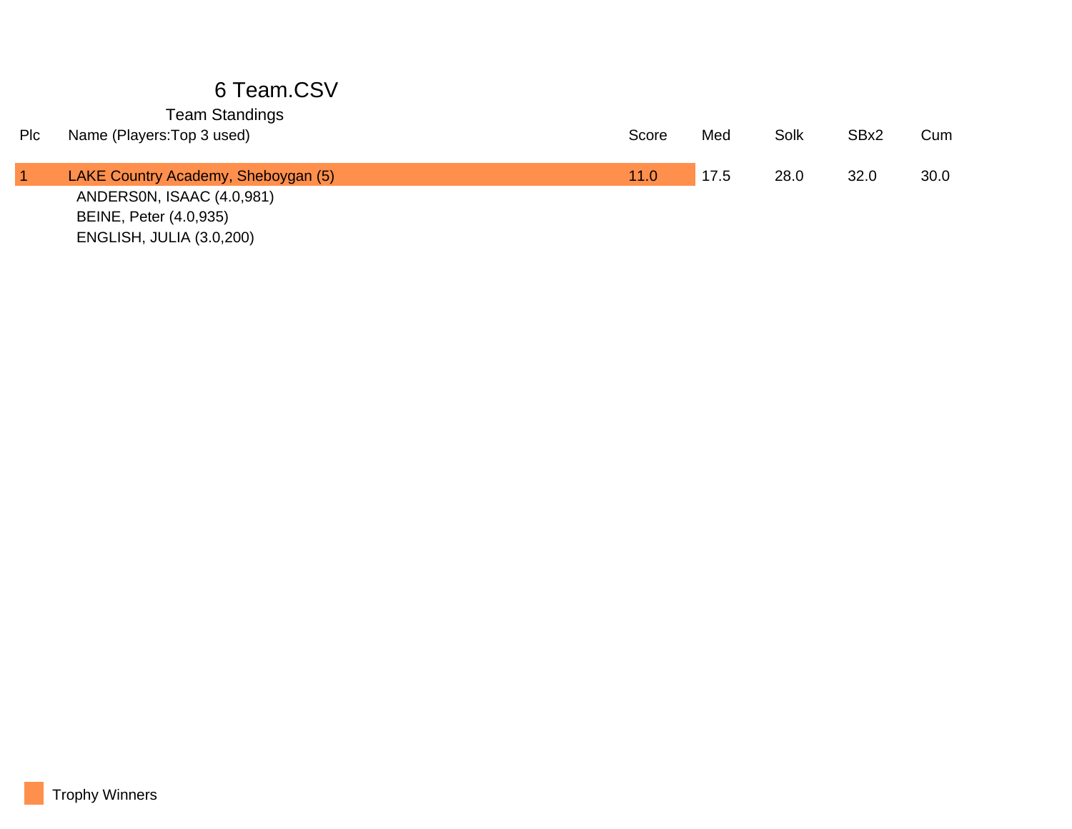# 6 Team.CSV

## Team Standings

| Plc | Name (Players:Top 3 used) | Score | Med | Solk | SBx2 | Cum |
|---|---|---|---|---|---|---|
| 1 | LAKE Country Academy, Sheboygan (5) | 11.0 | 17.5 | 28.0 | 32.0 | 30.0 |
| | ANDERS0N, ISAAC (4.0,981) | | | | | |
| | BEINE, Peter (4.0,935) | | | | | |
| | ENGLISH, JULIA (3.0,200) | | | | | |

Trophy Winners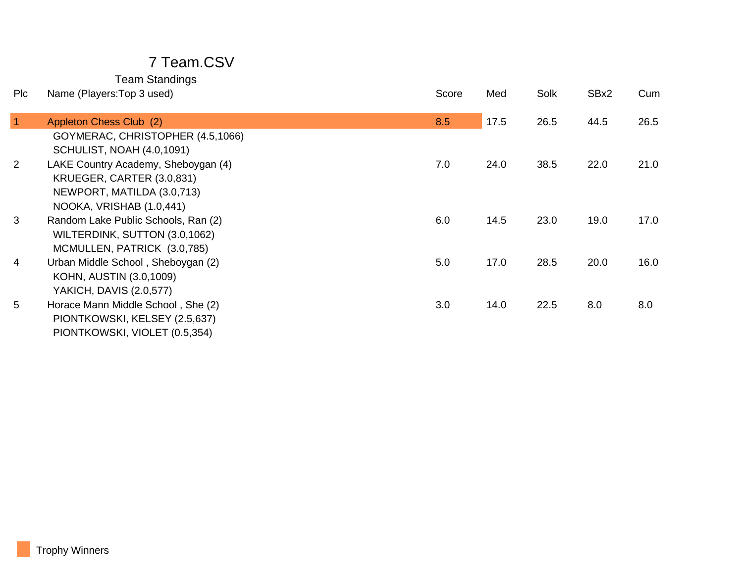# 7 Team.CSV

## Team Standings

| Plc | Name (Players:Top 3 used) | Score | Med | Solk | SBx2 | Cum |
|---|---|---|---|---|---|---|
| 1 | Appleton Chess Club (2) | 8.5 | 17.5 | 26.5 | 44.5 | 26.5 |
| | GOYMERAC, CHRISTOPHER (4.5,1066) | | | | | |
| | SCHULIST, NOAH (4.0,1091) | | | | | |
| 2 | LAKE Country Academy, Sheboygan (4) | 7.0 | 24.0 | 38.5 | 22.0 | 21.0 |
| | KRUEGER, CARTER (3.0,831) | | | | | |
| | NEWPORT, MATILDA (3.0,713) | | | | | |
| | NOOKA, VRISHAB (1.0,441) | | | | | |
| 3 | Random Lake Public Schools, Ran (2) | 6.0 | 14.5 | 23.0 | 19.0 | 17.0 |
| | WILTERDINK, SUTTON (3.0,1062) | | | | | |
| | MCMULLEN, PATRICK (3.0,785) | | | | | |
| 4 | Urban Middle School , Sheboygan (2) | 5.0 | 17.0 | 28.5 | 20.0 | 16.0 |
| | KOHN, AUSTIN (3.0,1009) | | | | | |
| | YAKICH, DAVIS (2.0,577) | | | | | |
| 5 | Horace Mann Middle School , She (2) | 3.0 | 14.0 | 22.5 | 8.0 | 8.0 |
| | PIONTKOWSKI, KELSEY (2.5,637) | | | | | |
| | PIONTKOWSKI, VIOLET (0.5,354) | | | | | |

Trophy Winners